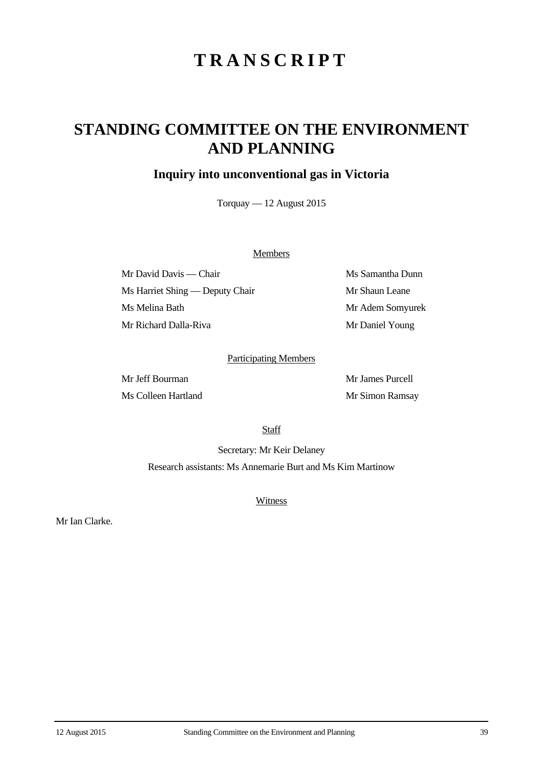# TRANSCRIPT

## STANDING COMMITTEE ON THE ENVIRONMENT AND PLANNING

### Inquiry into unconventional gas in Victoria

Torquay — 12 August 2015

Members

Mr David Davis — Chair

Ms Harriet Shing — Deputy Chair

Ms Melina Bath

Mr Richard Dalla-Riva

Ms Samantha Dunn

Mr Shaun Leane

Mr Adem Somyurek

Mr Daniel Young

Participating Members

Mr Jeff Bourman

Ms Colleen Hartland

Mr James Purcell

Mr Simon Ramsay

Staff

Secretary: Mr Keir Delaney

Research assistants: Ms Annemarie Burt and Ms Kim Martinow

Witness

Mr Ian Clarke.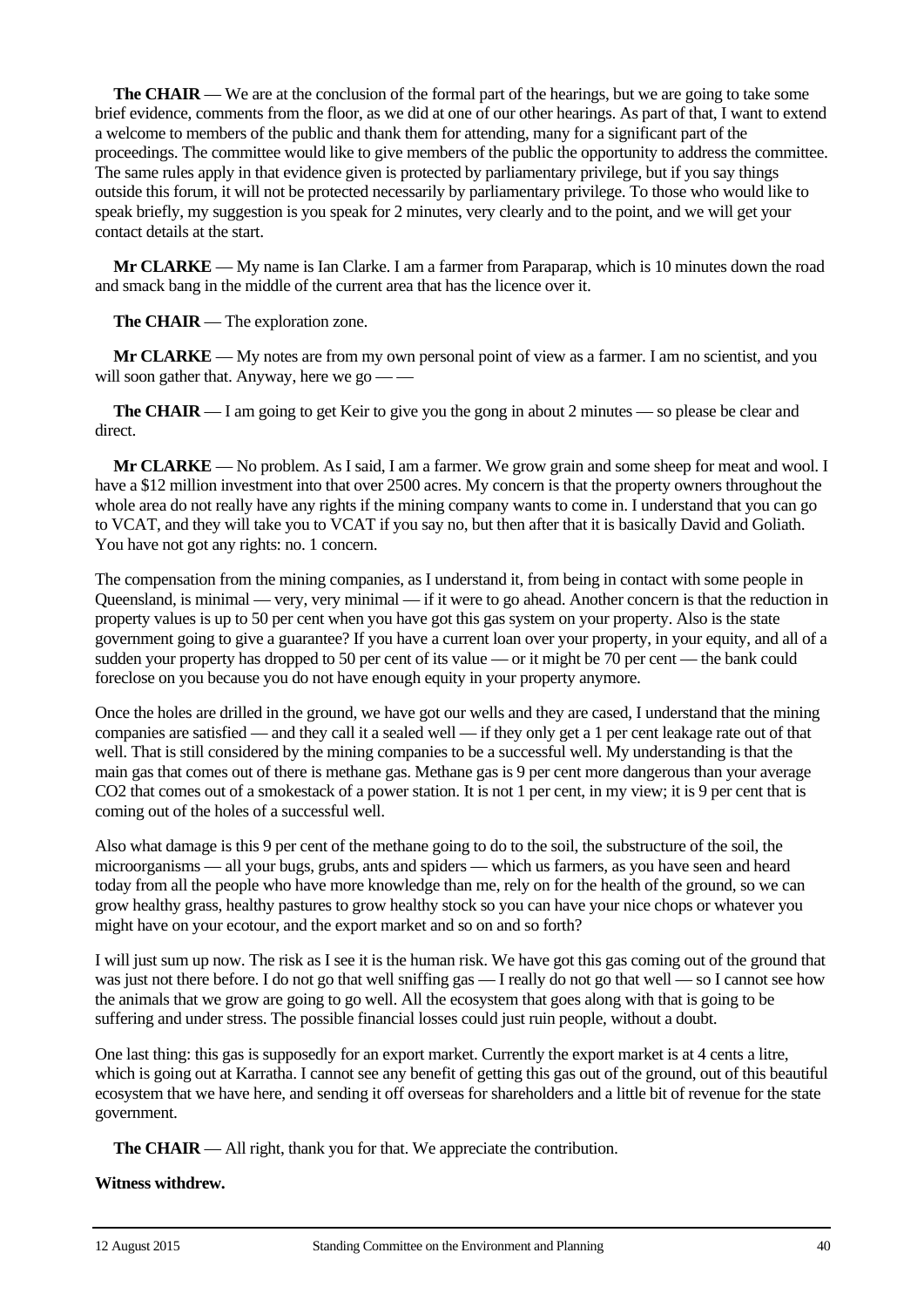**The CHAIR** — We are at the conclusion of the formal part of the hearings, but we are going to take some brief evidence, comments from the floor, as we did at one of our other hearings. As part of that, I want to extend a welcome to members of the public and thank them for attending, many for a significant part of the proceedings. The committee would like to give members of the public the opportunity to address the committee. The same rules apply in that evidence given is protected by parliamentary privilege, but if you say things outside this forum, it will not be protected necessarily by parliamentary privilege. To those who would like to speak briefly, my suggestion is you speak for 2 minutes, very clearly and to the point, and we will get your contact details at the start.

**Mr CLARKE** — My name is Ian Clarke. I am a farmer from Paraparap, which is 10 minutes down the road and smack bang in the middle of the current area that has the licence over it.

**The CHAIR** — The exploration zone.

**Mr CLARKE** — My notes are from my own personal point of view as a farmer. I am no scientist, and you will soon gather that. Anyway, here we go — —

**The CHAIR** — I am going to get Keir to give you the gong in about 2 minutes — so please be clear and direct.

**Mr CLARKE** — No problem. As I said, I am a farmer. We grow grain and some sheep for meat and wool. I have a $12 million investment into that over 2500 acres. My concern is that the property owners throughout the whole area do not really have any rights if the mining company wants to come in. I understand that you can go to VCAT, and they will take you to VCAT if you say no, but then after that it is basically David and Goliath. You have not got any rights: no. 1 concern.

The compensation from the mining companies, as I understand it, from being in contact with some people in Queensland, is minimal — very, very minimal — if it were to go ahead. Another concern is that the reduction in property values is up to 50 per cent when you have got this gas system on your property. Also is the state government going to give a guarantee? If you have a current loan over your property, in your equity, and all of a sudden your property has dropped to 50 per cent of its value — or it might be 70 per cent — the bank could foreclose on you because you do not have enough equity in your property anymore.

Once the holes are drilled in the ground, we have got our wells and they are cased, I understand that the mining companies are satisfied — and they call it a sealed well — if they only get a 1 per cent leakage rate out of that well. That is still considered by the mining companies to be a successful well. My understanding is that the main gas that comes out of there is methane gas. Methane gas is 9 per cent more dangerous than your average $CO_2$ that comes out of a smokestack of a power station. It is not 1 per cent, in my view; it is 9 per cent that is coming out of the holes of a successful well.

Also what damage is this 9 per cent of the methane going to do to the soil, the substructure of the soil, the microorganisms — all your bugs, grubs, ants and spiders — which us farmers, as you have seen and heard today from all the people who have more knowledge than me, rely on for the health of the ground, so we can grow healthy grass, healthy pastures to grow healthy stock so you can have your nice chops or whatever you might have on your ecotour, and the export market and so on and so forth?

I will just sum up now. The risk as I see it is the human risk. We have got this gas coming out of the ground that was just not there before. I do not go that well sniffing gas — I really do not go that well — so I cannot see how the animals that we grow are going to go well. All the ecosystem that goes along with that is going to be suffering and under stress. The possible financial losses could just ruin people, without a doubt.

One last thing: this gas is supposedly for an export market. Currently the export market is at 4 cents a litre, which is going out at Karratha. I cannot see any benefit of getting this gas out of the ground, out of this beautiful ecosystem that we have here, and sending it off overseas for shareholders and a little bit of revenue for the state government.

**The CHAIR** — All right, thank you for that. We appreciate the contribution.

**Witness withdrew.**